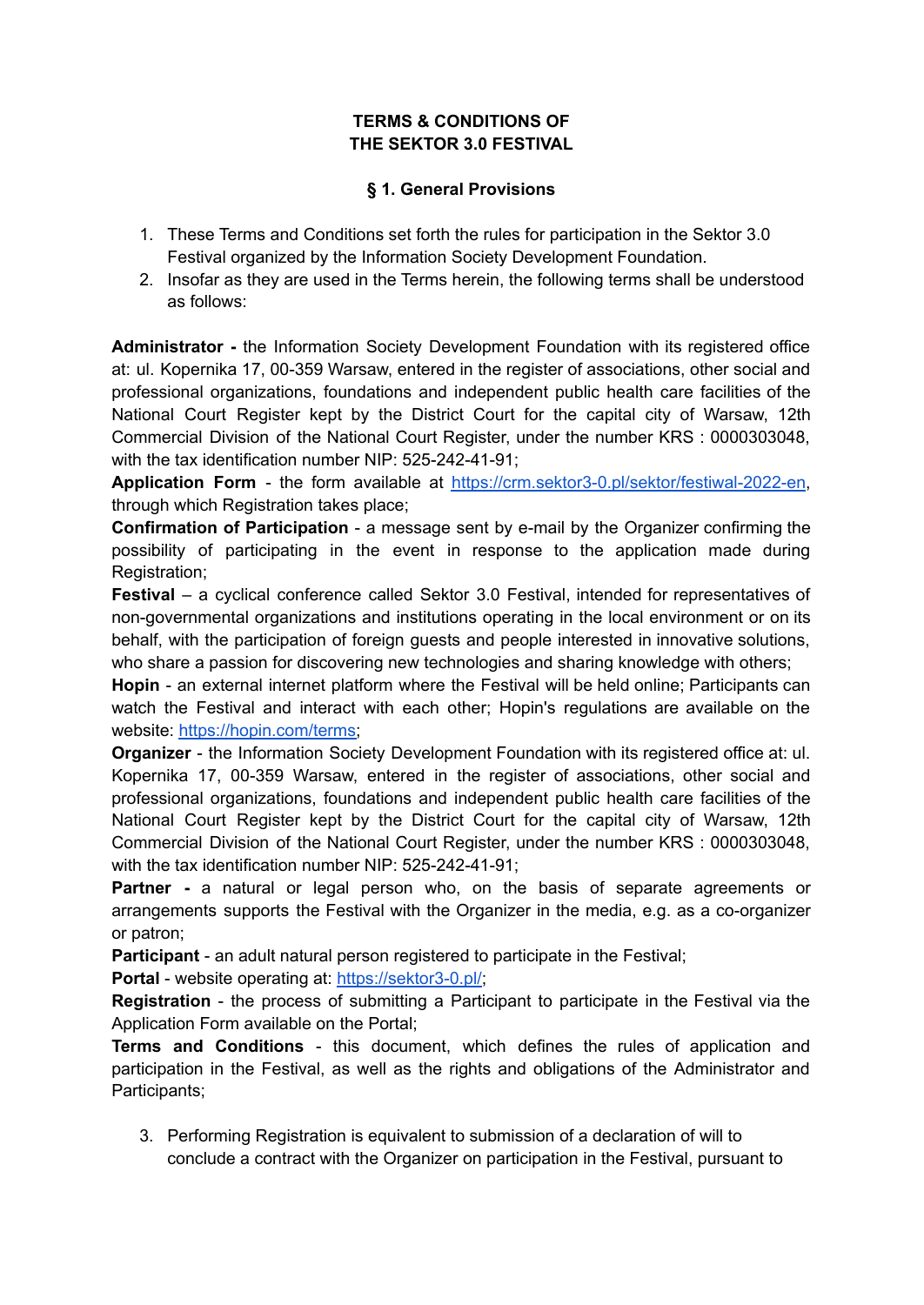# TERMS & CONDITIONS OF THE SEKTOR 3.0 FESTIVAL

## § 1. General Provisions

1. These Terms and Conditions set forth the rules for participation in the Sektor 3.0 Festival organized by the Information Society Development Foundation.
2. Insofar as they are used in the Terms herein, the following terms shall be understood as follows:

**Administrator -** the Information Society Development Foundation with its registered office at: ul. Kopernika 17, 00-359 Warsaw, entered in the register of associations, other social and professional organizations, foundations and independent public health care facilities of the National Court Register kept by the District Court for the capital city of Warsaw, 12th Commercial Division of the National Court Register, under the number KRS : 0000303048, with the tax identification number NIP: 525-242-41-91;
**Application Form** - the form available at [https://crm.sektor3-0.pl/sektor/festiwal-2022-en](https://crm.sektor3-0.pl/sektor/festiwal-2022-en), through which Registration takes place;
**Confirmation of Participation** - a message sent by e-mail by the Organizer confirming the possibility of participating in the event in response to the application made during Registration;
**Festival** – a cyclical conference called Sektor 3.0 Festival, intended for representatives of non-governmental organizations and institutions operating in the local environment or on its behalf, with the participation of foreign guests and people interested in innovative solutions, who share a passion for discovering new technologies and sharing knowledge with others;
**Hopin** - an external internet platform where the Festival will be held online; Participants can watch the Festival and interact with each other; Hopin's regulations are available on the website: [https://hopin.com/terms](https://hopin.com/terms);
**Organizer** - the Information Society Development Foundation with its registered office at: ul. Kopernika 17, 00-359 Warsaw, entered in the register of associations, other social and professional organizations, foundations and independent public health care facilities of the National Court Register kept by the District Court for the capital city of Warsaw, 12th Commercial Division of the National Court Register, under the number KRS : 0000303048, with the tax identification number NIP: 525-242-41-91;
**Partner -** a natural or legal person who, on the basis of separate agreements or arrangements supports the Festival with the Organizer in the media, e.g. as a co-organizer or patron;
**Participant** - an adult natural person registered to participate in the Festival;
**Portal** - website operating at: [https://sektor3-0.pl/](https://sektor3-0.pl/);
**Registration** - the process of submitting a Participant to participate in the Festival via the Application Form available on the Portal;
**Terms and Conditions** - this document, which defines the rules of application and participation in the Festival, as well as the rights and obligations of the Administrator and Participants;

3. Performing Registration is equivalent to submission of a declaration of will to conclude a contract with the Organizer on participation in the Festival, pursuant to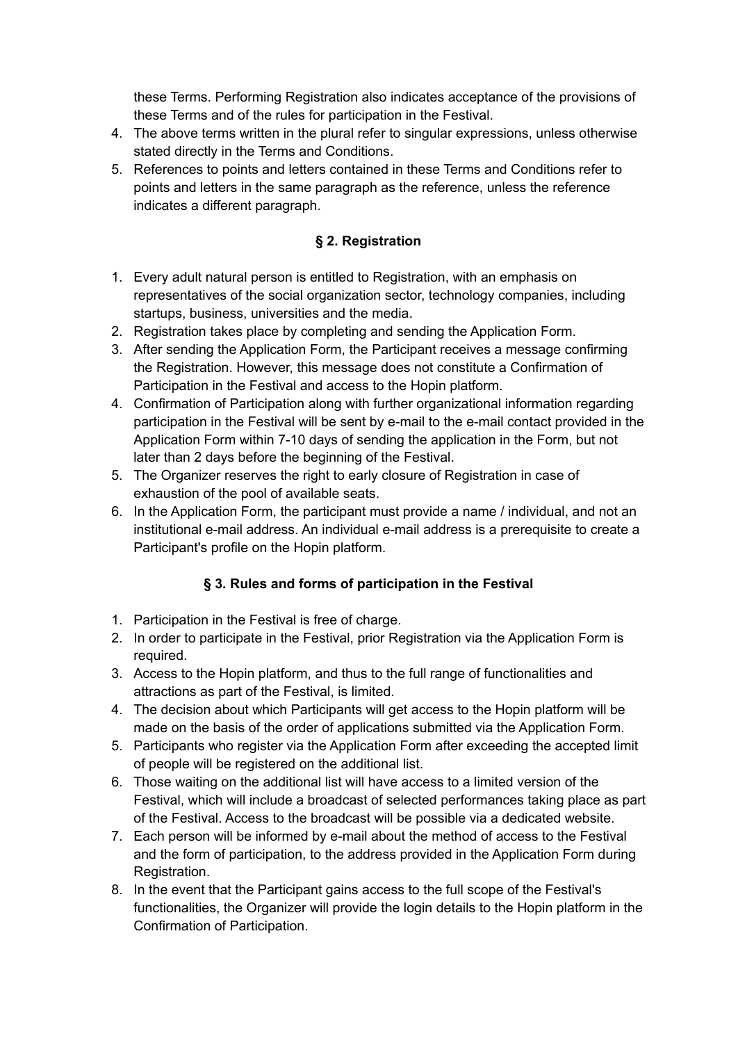these Terms. Performing Registration also indicates acceptance of the provisions of these Terms and of the rules for participation in the Festival.

4. The above terms written in the plural refer to singular expressions, unless otherwise stated directly in the Terms and Conditions.
5. References to points and letters contained in these Terms and Conditions refer to points and letters in the same paragraph as the reference, unless the reference indicates a different paragraph.

## § 2. Registration

1. Every adult natural person is entitled to Registration, with an emphasis on representatives of the social organization sector, technology companies, including startups, business, universities and the media.
2. Registration takes place by completing and sending the Application Form.
3. After sending the Application Form, the Participant receives a message confirming the Registration. However, this message does not constitute a Confirmation of Participation in the Festival and access to the Hopin platform.
4. Confirmation of Participation along with further organizational information regarding participation in the Festival will be sent by e-mail to the e-mail contact provided in the Application Form within 7-10 days of sending the application in the Form, but not later than 2 days before the beginning of the Festival.
5. The Organizer reserves the right to early closure of Registration in case of exhaustion of the pool of available seats.
6. In the Application Form, the participant must provide a name / individual, and not an institutional e-mail address. An individual e-mail address is a prerequisite to create a Participant's profile on the Hopin platform.

## § 3. Rules and forms of participation in the Festival

1. Participation in the Festival is free of charge.
2. In order to participate in the Festival, prior Registration via the Application Form is required.
3. Access to the Hopin platform, and thus to the full range of functionalities and attractions as part of the Festival, is limited.
4. The decision about which Participants will get access to the Hopin platform will be made on the basis of the order of applications submitted via the Application Form.
5. Participants who register via the Application Form after exceeding the accepted limit of people will be registered on the additional list.
6. Those waiting on the additional list will have access to a limited version of the Festival, which will include a broadcast of selected performances taking place as part of the Festival. Access to the broadcast will be possible via a dedicated website.
7. Each person will be informed by e-mail about the method of access to the Festival and the form of participation, to the address provided in the Application Form during Registration.
8. In the event that the Participant gains access to the full scope of the Festival's functionalities, the Organizer will provide the login details to the Hopin platform in the Confirmation of Participation.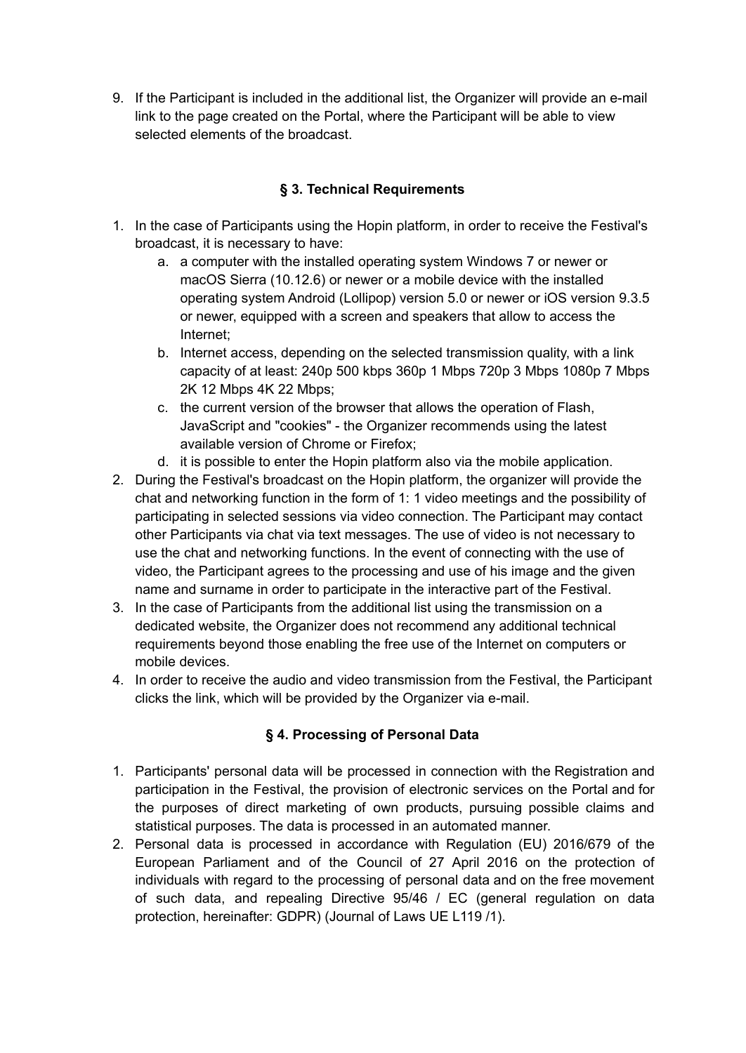9. If the Participant is included in the additional list, the Organizer will provide an e-mail link to the page created on the Portal, where the Participant will be able to view selected elements of the broadcast.

### § 3. Technical Requirements

1. In the case of Participants using the Hopin platform, in order to receive the Festival's broadcast, it is necessary to have:
   a. a computer with the installed operating system Windows 7 or newer or macOS Sierra (10.12.6) or newer or a mobile device with the installed operating system Android (Lollipop) version 5.0 or newer or iOS version 9.3.5 or newer, equipped with a screen and speakers that allow to access the Internet;
   b. Internet access, depending on the selected transmission quality, with a link capacity of at least: 240p 500 kbps 360p 1 Mbps 720p 3 Mbps 1080p 7 Mbps 2K 12 Mbps 4K 22 Mbps;
   c. the current version of the browser that allows the operation of Flash, JavaScript and "cookies" - the Organizer recommends using the latest available version of Chrome or Firefox;
   d. it is possible to enter the Hopin platform also via the mobile application.
2. During the Festival's broadcast on the Hopin platform, the organizer will provide the chat and networking function in the form of 1: 1 video meetings and the possibility of participating in selected sessions via video connection. The Participant may contact other Participants via chat via text messages. The use of video is not necessary to use the chat and networking functions. In the event of connecting with the use of video, the Participant agrees to the processing and use of his image and the given name and surname in order to participate in the interactive part of the Festival.
3. In the case of Participants from the additional list using the transmission on a dedicated website, the Organizer does not recommend any additional technical requirements beyond those enabling the free use of the Internet on computers or mobile devices.
4. In order to receive the audio and video transmission from the Festival, the Participant clicks the link, which will be provided by the Organizer via e-mail.

### § 4. Processing of Personal Data

1. Participants' personal data will be processed in connection with the Registration and participation in the Festival, the provision of electronic services on the Portal and for the purposes of direct marketing of own products, pursuing possible claims and statistical purposes. The data is processed in an automated manner.
2. Personal data is processed in accordance with Regulation (EU) 2016/679 of the European Parliament and of the Council of 27 April 2016 on the protection of individuals with regard to the processing of personal data and on the free movement of such data, and repealing Directive 95/46 / EC (general regulation on data protection, hereinafter: GDPR) (Journal of Laws UE L119 /1).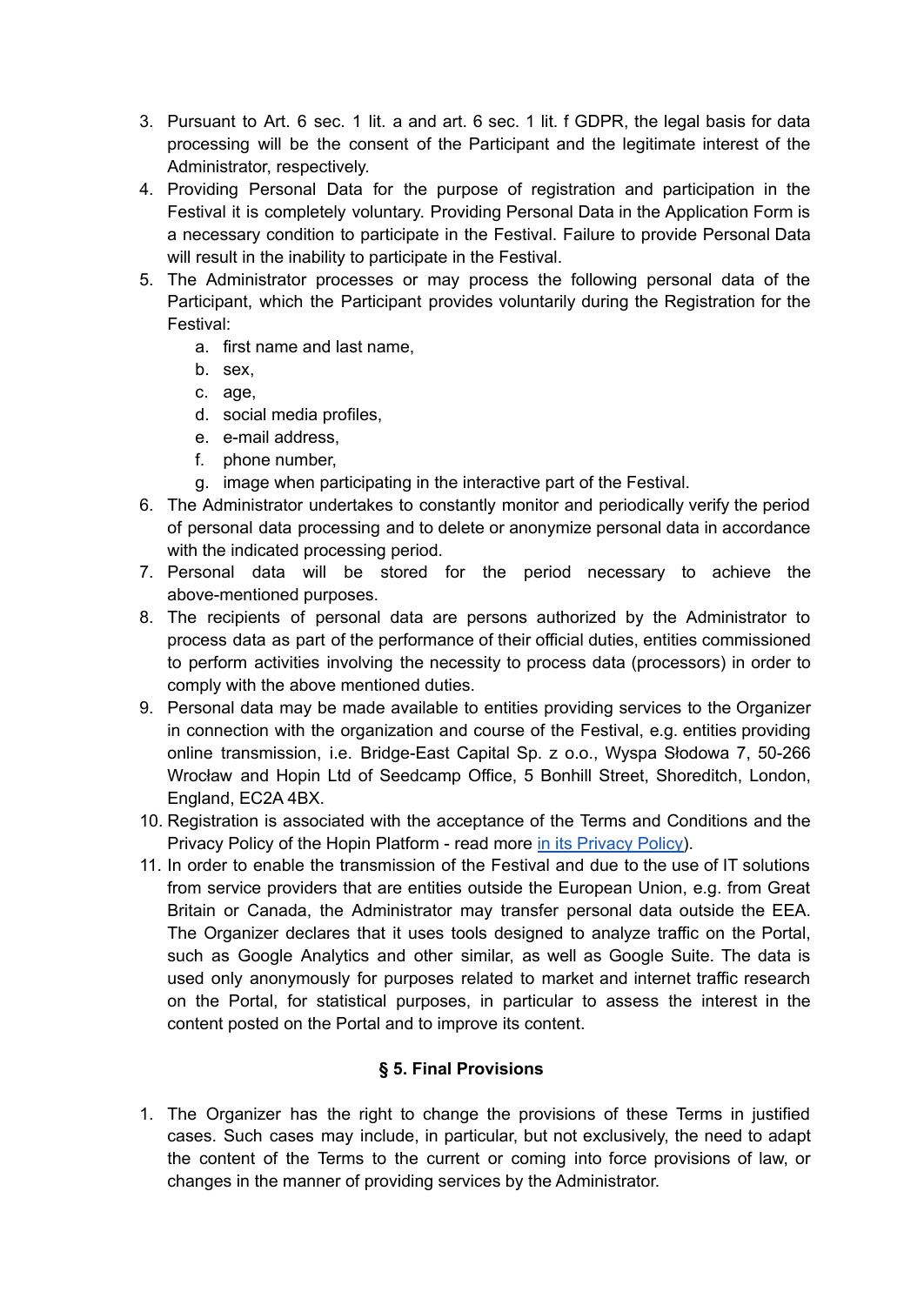3. Pursuant to Art. 6 sec. 1 lit. a and art. 6 sec. 1 lit. f GDPR, the legal basis for data processing will be the consent of the Participant and the legitimate interest of the Administrator, respectively.
4. Providing Personal Data for the purpose of registration and participation in the Festival it is completely voluntary. Providing Personal Data in the Application Form is a necessary condition to participate in the Festival. Failure to provide Personal Data will result in the inability to participate in the Festival.
5. The Administrator processes or may process the following personal data of the Participant, which the Participant provides voluntarily during the Registration for the Festival:
   a. first name and last name,
   b. sex,
   c. age,
   d. social media profiles,
   e. e-mail address,
   f. phone number,
   g. image when participating in the interactive part of the Festival.
6. The Administrator undertakes to constantly monitor and periodically verify the period of personal data processing and to delete or anonymize personal data in accordance with the indicated processing period.
7. Personal data will be stored for the period necessary to achieve the above-mentioned purposes.
8. The recipients of personal data are persons authorized by the Administrator to process data as part of the performance of their official duties, entities commissioned to perform activities involving the necessity to process data (processors) in order to comply with the above mentioned duties.
9. Personal data may be made available to entities providing services to the Organizer in connection with the organization and course of the Festival, e.g. entities providing online transmission, i.e. Bridge-East Capital Sp. z o.o., Wyspa Słodowa 7, 50-266 Wrocław and Hopin Ltd of Seedcamp Office, 5 Bonhill Street, Shoreditch, London, England, EC2A 4BX.
10. Registration is associated with the acceptance of the Terms and Conditions and the Privacy Policy of the Hopin Platform - read more in its Privacy Policy).
11. In order to enable the transmission of the Festival and due to the use of IT solutions from service providers that are entities outside the European Union, e.g. from Great Britain or Canada, the Administrator may transfer personal data outside the EEA. The Organizer declares that it uses tools designed to analyze traffic on the Portal, such as Google Analytics and other similar, as well as Google Suite. The data is used only anonymously for purposes related to market and internet traffic research on the Portal, for statistical purposes, in particular to assess the interest in the content posted on the Portal and to improve its content.

### § 5. Final Provisions

1. The Organizer has the right to change the provisions of these Terms in justified cases. Such cases may include, in particular, but not exclusively, the need to adapt the content of the Terms to the current or coming into force provisions of law, or changes in the manner of providing services by the Administrator.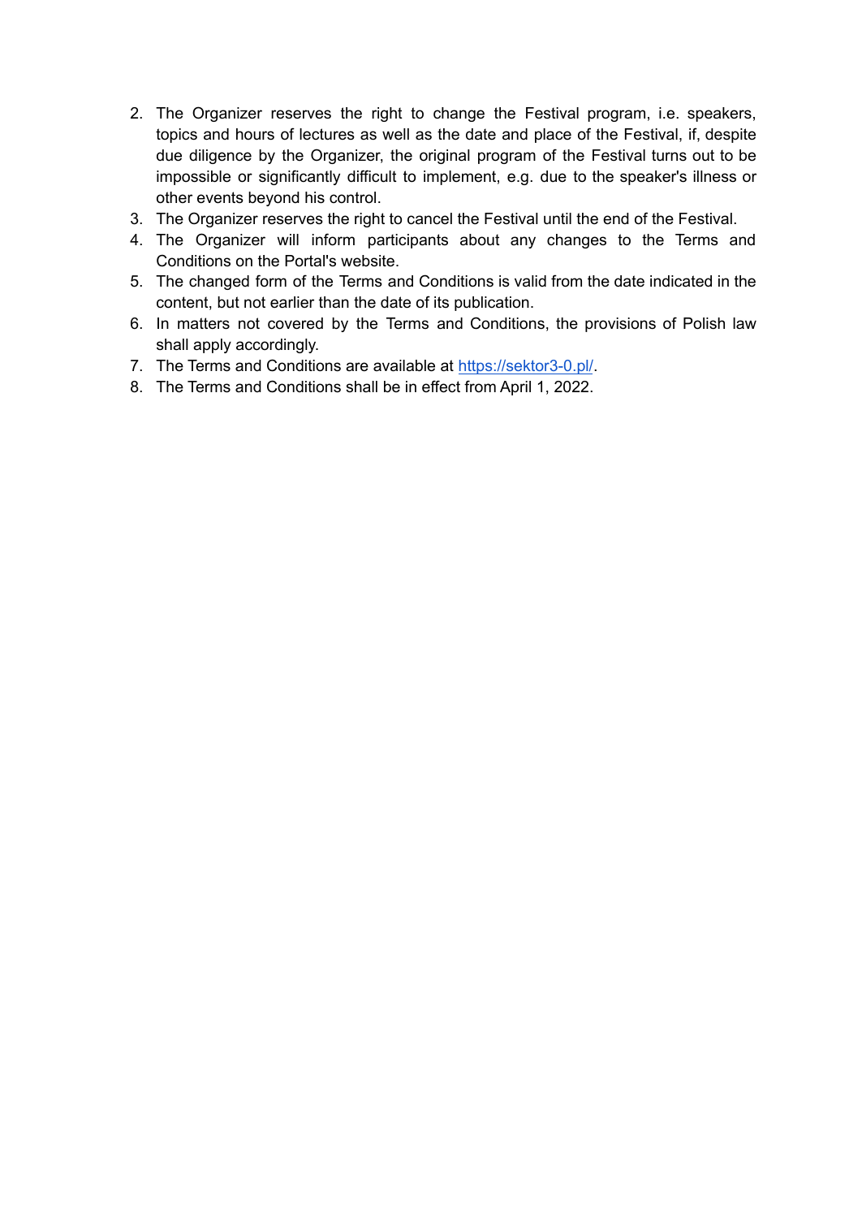2. The Organizer reserves the right to change the Festival program, i.e. speakers, topics and hours of lectures as well as the date and place of the Festival, if, despite due diligence by the Organizer, the original program of the Festival turns out to be impossible or significantly difficult to implement, e.g. due to the speaker's illness or other events beyond his control.
3. The Organizer reserves the right to cancel the Festival until the end of the Festival.
4. The Organizer will inform participants about any changes to the Terms and Conditions on the Portal's website.
5. The changed form of the Terms and Conditions is valid from the date indicated in the content, but not earlier than the date of its publication.
6. In matters not covered by the Terms and Conditions, the provisions of Polish law shall apply accordingly.
7. The Terms and Conditions are available at [https://sektor3-0.pl/](https://sektor3-0.pl/).
8. The Terms and Conditions shall be in effect from April 1, 2022.